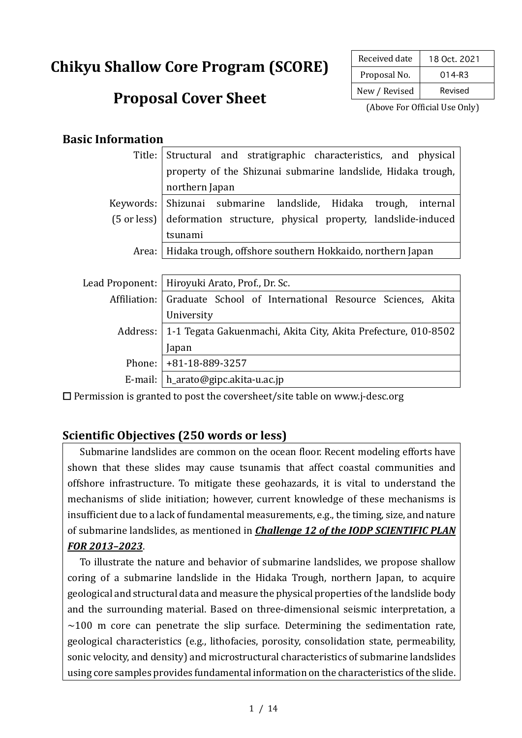# Chikyu Shallow Core Program (SCORE)

# Proposal Cover Sheet

| Received date | 18 Oct. 2021 |
| --- | --- |
| Proposal No. | 014-R3 |
| New / Revised | Revised |

(Above For Official Use Only)

## Basic Information

| | |
| --- | --- |
| Title: | Structural and stratigraphic characteristics, and physical property of the Shizunai submarine landslide, Hidaka trough, northern Japan |
| Keywords: (5 or less) | Shizunai submarine landslide, Hidaka trough, internal deformation structure, physical property, landslide-induced tsunami |
| Area: | Hidaka trough, offshore southern Hokkaido, northern Japan |

| | |
| --- | --- |
| Lead Proponent: | Hiroyuki Arato, Prof., Dr. Sc. |
| Affiliation: | Graduate School of International Resource Sciences, Akita University |
| Address: | 1-1 Tegata Gakuenmachi, Akita City, Akita Prefecture, 010-8502 Japan |
| Phone: | +81-18-889-3257 |
| E-mail: | h_arato@gipc.akita-u.ac.jp |

☐ Permission is granted to post the coversheet/site table on www.j-desc.org

## Scientific Objectives (250 words or less)

Submarine landslides are common on the ocean floor. Recent modeling efforts have shown that these slides may cause tsunamis that affect coastal communities and offshore infrastructure. To mitigate these geohazards, it is vital to understand the mechanisms of slide initiation; however, current knowledge of these mechanisms is insufficient due to a lack of fundamental measurements, e.g., the timing, size, and nature of submarine landslides, as mentioned in ***Challenge 12 of the IODP SCIENTIFIC PLAN FOR 2013–2023***.

To illustrate the nature and behavior of submarine landslides, we propose shallow coring of a submarine landslide in the Hidaka Trough, northern Japan, to acquire geological and structural data and measure the physical properties of the landslide body and the surrounding material. Based on three-dimensional seismic interpretation, a ~100 m core can penetrate the slip surface. Determining the sedimentation rate, geological characteristics (e.g., lithofacies, porosity, consolidation state, permeability, sonic velocity, and density) and microstructural characteristics of submarine landslides using core samples provides fundamental information on the characteristics of the slide.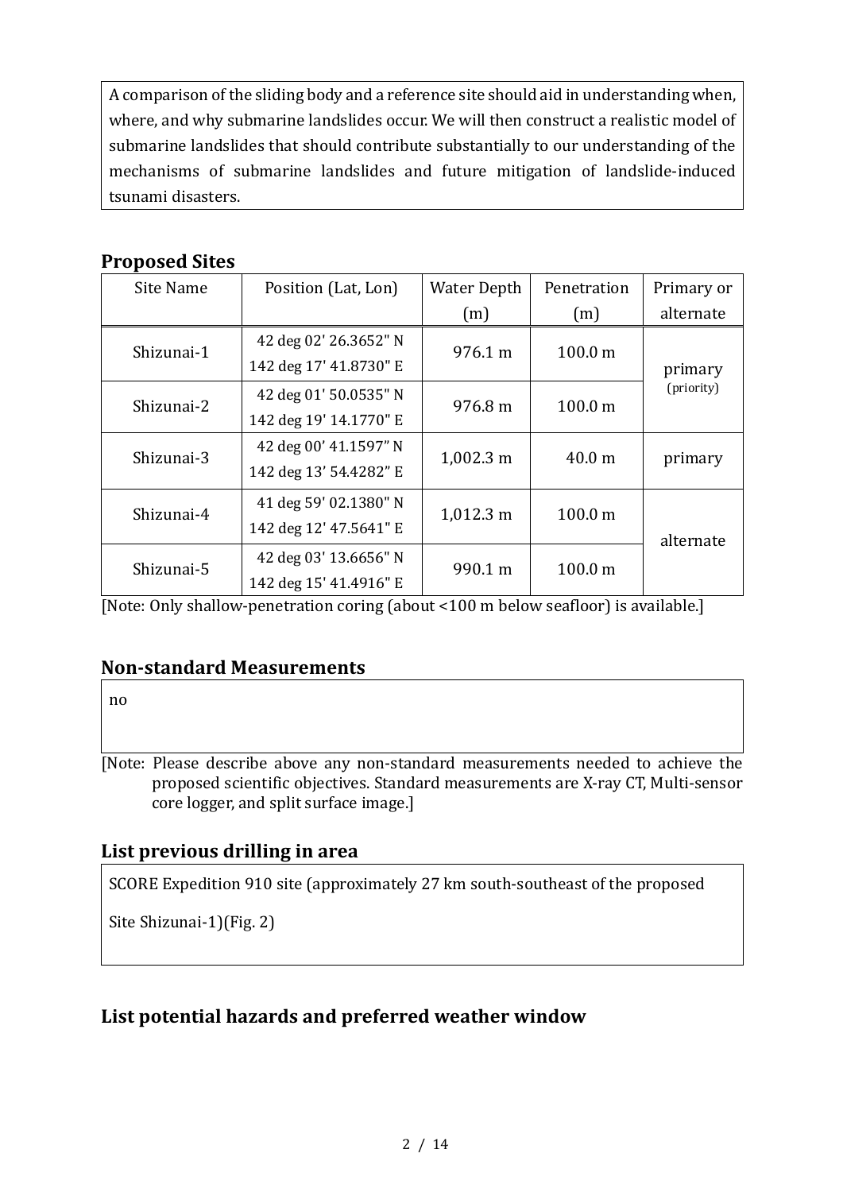A comparison of the sliding body and a reference site should aid in understanding when, where, and why submarine landslides occur. We will then construct a realistic model of submarine landslides that should contribute substantially to our understanding of the mechanisms of submarine landslides and future mitigation of landslide-induced tsunami disasters.

## Proposed Sites

| Site Name | Position (Lat, Lon) | Water Depth (m) | Penetration (m) | Primary or alternate |
|---|---|---|---|---|
| Shizunai-1 | 42 deg 02' 26.3652" N 142 deg 17' 41.8730" E | 976.1 m | 100.0 m | primary (priority) |
| Shizunai-2 | 42 deg 01' 50.0535" N 142 deg 19' 14.1770" E | 976.8 m | 100.0 m | |
| Shizunai-3 | 42 deg 00' 41.1597" N 142 deg 13' 54.4282" E | 1,002.3 m | 40.0 m | primary |
| Shizunai-4 | 41 deg 59' 02.1380" N 142 deg 12' 47.5641" E | 1,012.3 m | 100.0 m | alternate |
| Shizunai-5 | 42 deg 03' 13.6656" N 142 deg 15' 41.4916" E | 990.1 m | 100.0 m | |

[Note: Only shallow-penetration coring (about <100 m below seafloor) is available.]

## Non-standard Measurements

no

[Note: Please describe above any non-standard measurements needed to achieve the proposed scientific objectives. Standard measurements are X-ray CT, Multi-sensor core logger, and split surface image.]

## List previous drilling in area

SCORE Expedition 910 site (approximately 27 km south-southeast of the proposed Site Shizunai-1)(Fig. 2)

## List potential hazards and preferred weather window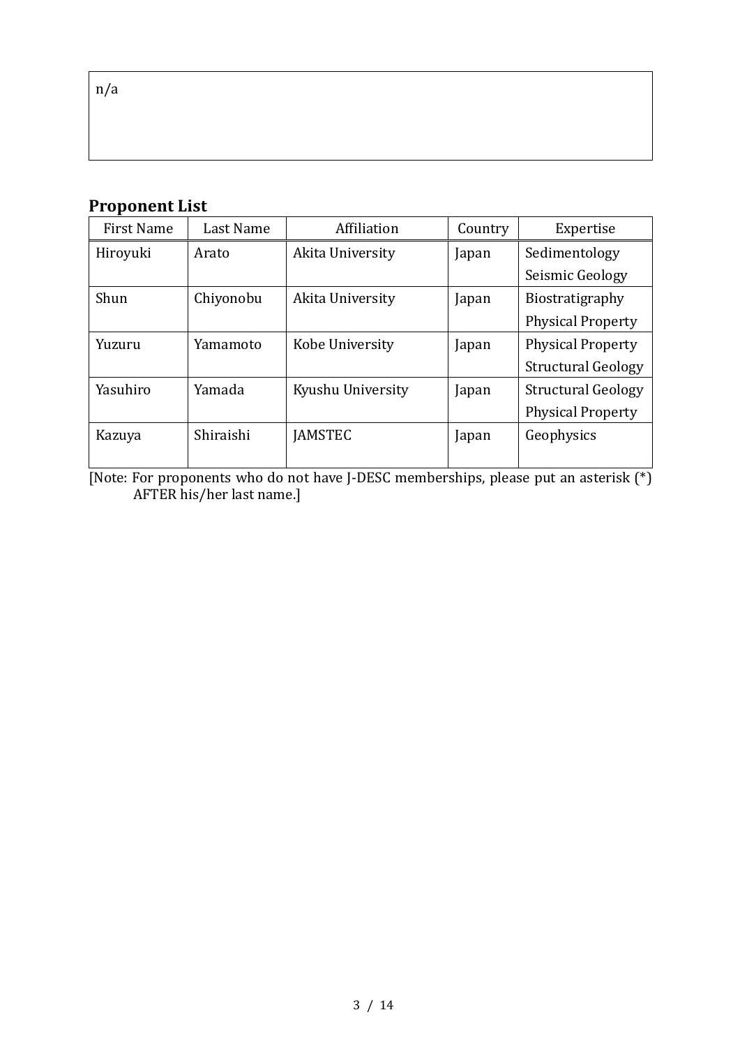n/a

## Proponent List

| First Name | Last Name | Affiliation | Country | Expertise |
|---|---|---|---|---|
| Hiroyuki | Arato | Akita University | Japan | Sedimentology<br>Seismic Geology |
| Shun | Chiyonobu | Akita University | Japan | Biostratigraphy<br>Physical Property |
| Yuzuru | Yamamoto | Kobe University | Japan | Physical Property<br>Structural Geology |
| Yasuhiro | Yamada | Kyushu University | Japan | Structural Geology<br>Physical Property |
| Kazuya | Shiraishi | JAMSTEC | Japan | Geophysics |

[Note: For proponents who do not have J-DESC memberships, please put an asterisk (*) AFTER his/her last name.]